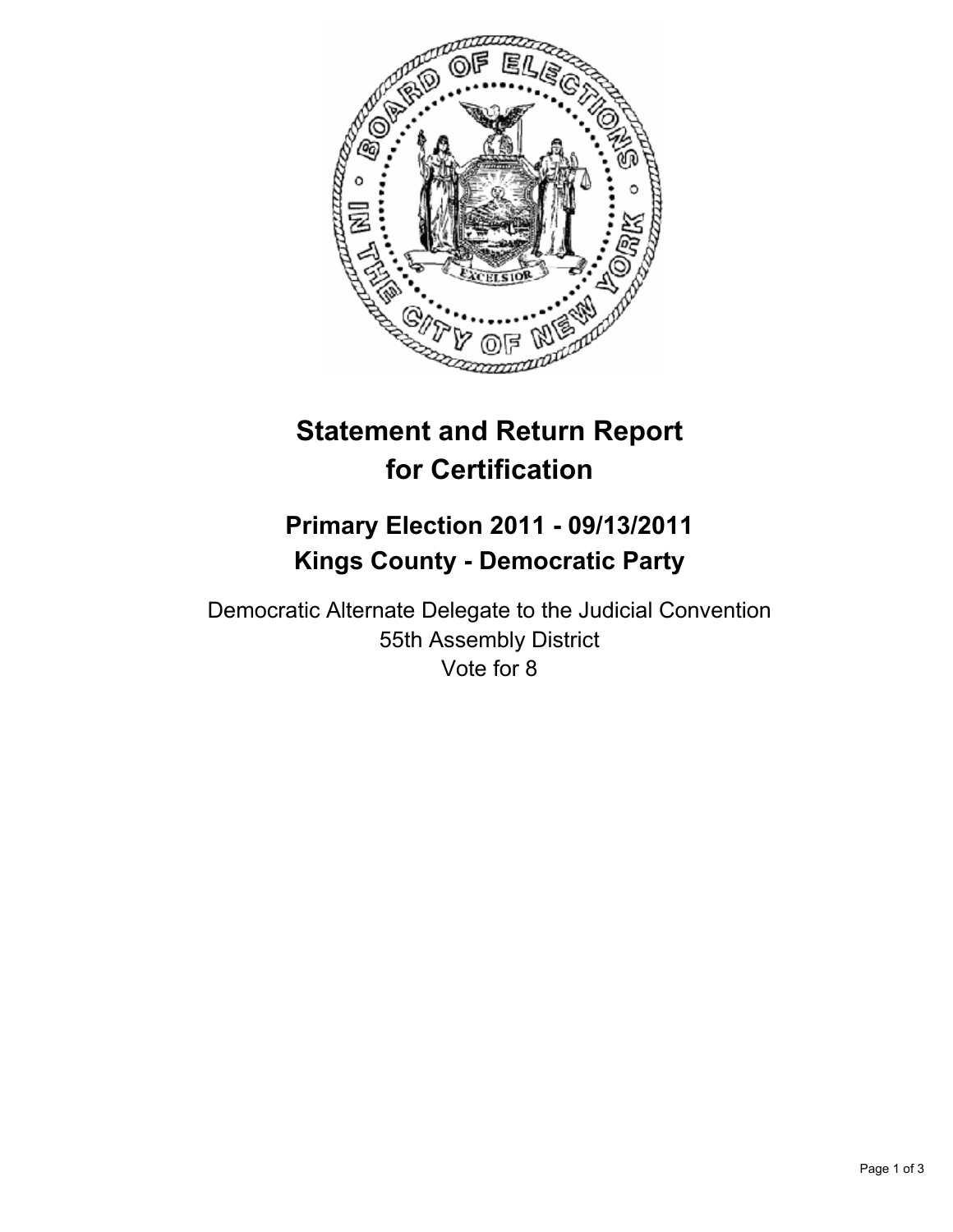# Statement and Return Report for Certification

## Primary Election 2011 - 09/13/2011
## Kings County - Democratic Party

Democratic Alternate Delegate to the Judicial Convention
55th Assembly District
Vote for 8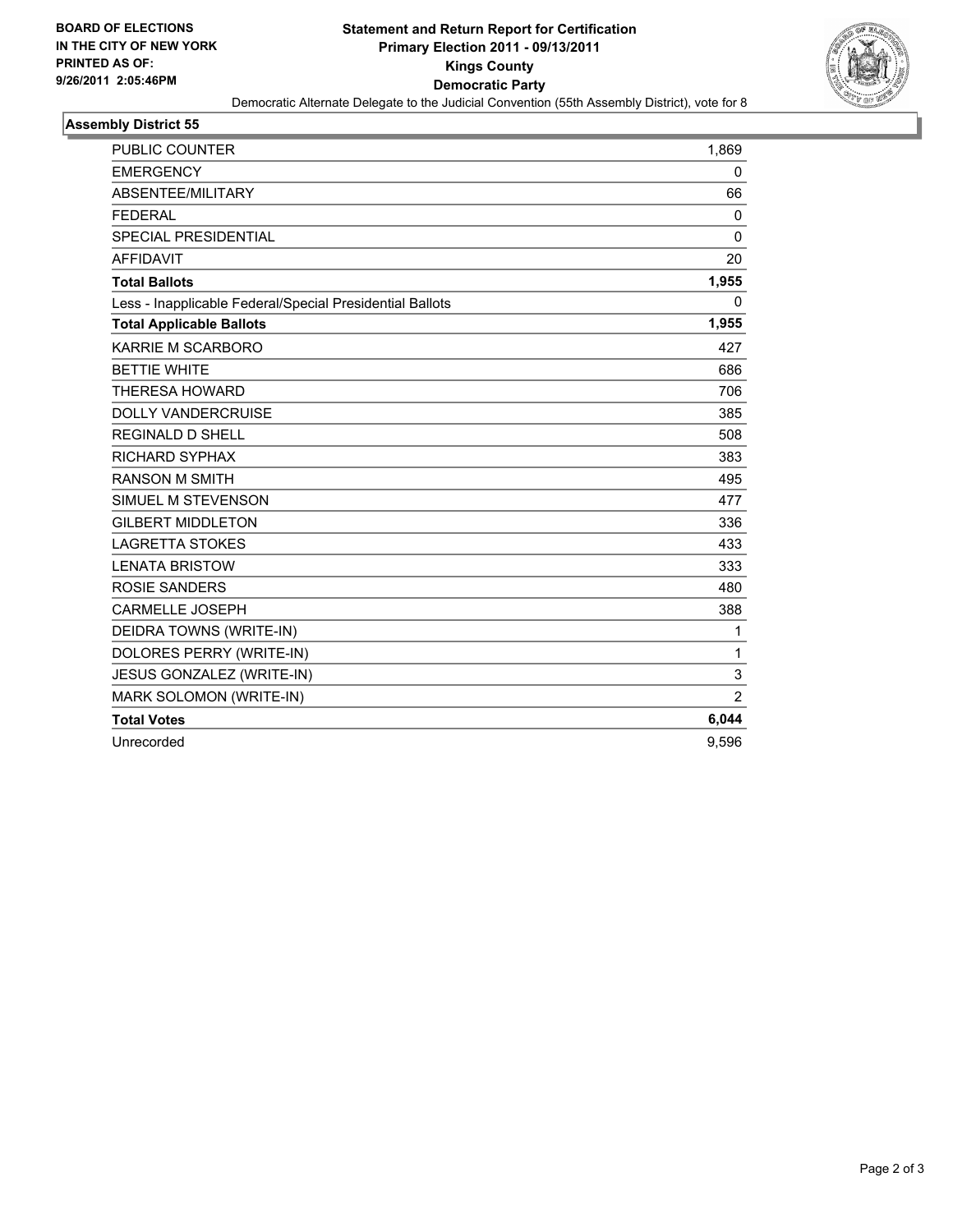BOARD OF ELECTIONS
IN THE CITY OF NEW YORK
PRINTED AS OF:
9/26/2011 2:05:46PM

# Statement and Return Report for Certification
## Primary Election 2011 - 09/13/2011
## Kings County
## Democratic Party

Democratic Alternate Delegate to the Judicial Convention (55th Assembly District), vote for 8

### Assembly District 55

| | |
|---|---|
| PUBLIC COUNTER | 1,869 |
| EMERGENCY | 0 |
| ABSENTEE/MILITARY | 66 |
| FEDERAL | 0 |
| SPECIAL PRESIDENTIAL | 0 |
| AFFIDAVIT | 20 |
| **Total Ballots** | **1,955** |
| Less - Inapplicable Federal/Special Presidential Ballots | 0 |
| **Total Applicable Ballots** | **1,955** |
| KARRIE M SCARBORO | 427 |
| BETTIE WHITE | 686 |
| THERESA HOWARD | 706 |
| DOLLY VANDERCRUISE | 385 |
| REGINALD D SHELL | 508 |
| RICHARD SYPHAX | 383 |
| RANSON M SMITH | 495 |
| SIMUEL M STEVENSON | 477 |
| GILBERT MIDDLETON | 336 |
| LAGRETTA STOKES | 433 |
| LENATA BRISTOW | 333 |
| ROSIE SANDERS | 480 |
| CARMELLE JOSEPH | 388 |
| DEIDRA TOWNS (WRITE-IN) | 1 |
| DOLORES PERRY (WRITE-IN) | 1 |
| JESUS GONZALEZ (WRITE-IN) | 3 |
| MARK SOLOMON (WRITE-IN) | 2 |
| **Total Votes** | **6,044** |
| Unrecorded | 9,596 |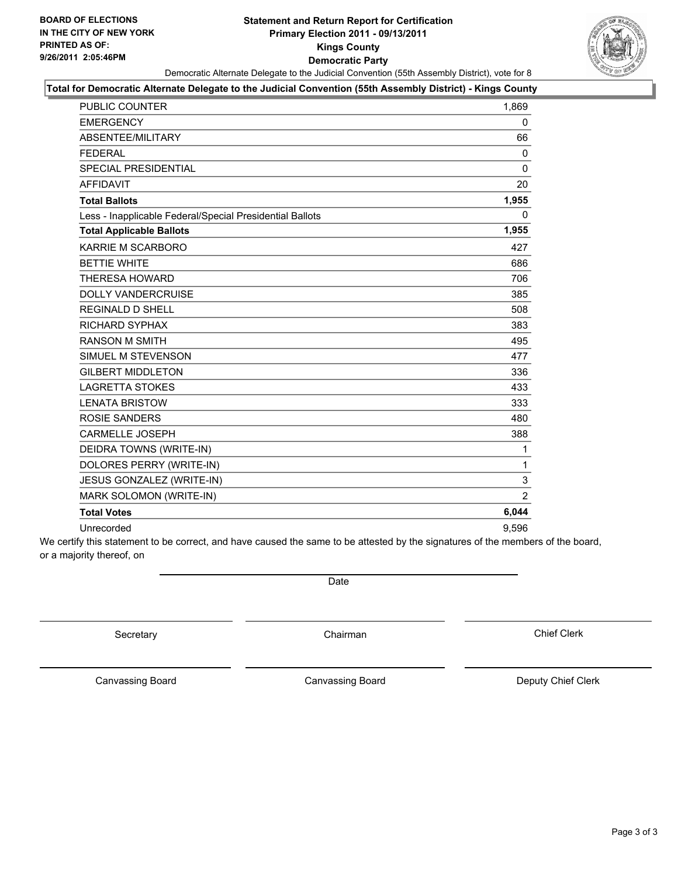**BOARD OF ELECTIONS IN THE CITY OF NEW YORK**
**PRINTED AS OF: 9/26/2011 2:05:46PM**

# Statement and Return Report for Certification
## Primary Election 2011 - 09/13/2011
## Kings County
## Democratic Party

Democratic Alternate Delegate to the Judicial Convention (55th Assembly District), vote for 8

**Total for Democratic Alternate Delegate to the Judicial Convention (55th Assembly District) - Kings County**

| | |
|---|---|
| PUBLIC COUNTER | 1,869 |
| EMERGENCY | 0 |
| ABSENTEE/MILITARY | 66 |
| FEDERAL | 0 |
| SPECIAL PRESIDENTIAL | 0 |
| AFFIDAVIT | 20 |
| **Total Ballots** | **1,955** |
| Less - Inapplicable Federal/Special Presidential Ballots | 0 |
| **Total Applicable Ballots** | **1,955** |
| KARRIE M SCARBORO | 427 |
| BETTIE WHITE | 686 |
| THERESA HOWARD | 706 |
| DOLLY VANDERCRUISE | 385 |
| REGINALD D SHELL | 508 |
| RICHARD SYPHAX | 383 |
| RANSON M SMITH | 495 |
| SIMUEL M STEVENSON | 477 |
| GILBERT MIDDLETON | 336 |
| LAGRETTA STOKES | 433 |
| LENATA BRISTOW | 333 |
| ROSIE SANDERS | 480 |
| CARMELLE JOSEPH | 388 |
| DEIDRA TOWNS (WRITE-IN) | 1 |
| DOLORES PERRY (WRITE-IN) | 1 |
| JESUS GONZALEZ (WRITE-IN) | 3 |
| MARK SOLOMON (WRITE-IN) | 2 |
| **Total Votes** | **6,044** |
| Unrecorded | 9,596 |

We certify this statement to be correct, and have caused the same to be attested by the signatures of the members of the board, or a majority thereof, on

Date

Secretary

Chairman

Chief Clerk

Canvassing Board

Canvassing Board

Deputy Chief Clerk